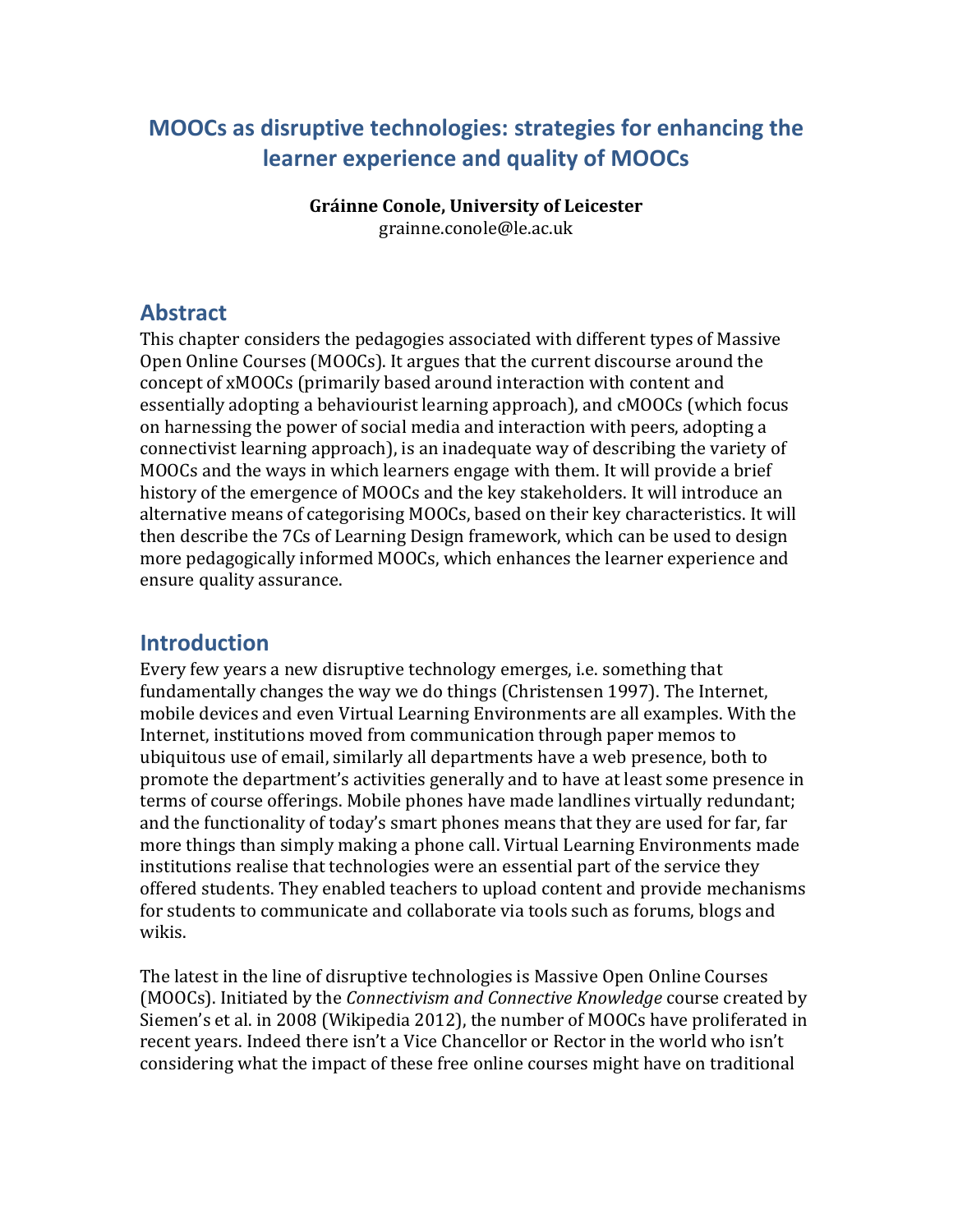# MOOCs as disruptive technologies: strategies for enhancing the learner experience and quality of MOOCs

**Gráinne Conole, University of Leicester**
grainne.conole@le.ac.uk

## Abstract

This chapter considers the pedagogies associated with different types of Massive Open Online Courses (MOOCs). It argues that the current discourse around the concept of xMOOCs (primarily based around interaction with content and essentially adopting a behaviourist learning approach), and cMOOCs (which focus on harnessing the power of social media and interaction with peers, adopting a connectivist learning approach), is an inadequate way of describing the variety of MOOCs and the ways in which learners engage with them. It will provide a brief history of the emergence of MOOCs and the key stakeholders. It will introduce an alternative means of categorising MOOCs, based on their key characteristics. It will then describe the 7Cs of Learning Design framework, which can be used to design more pedagogically informed MOOCs, which enhances the learner experience and ensure quality assurance.

## Introduction

Every few years a new disruptive technology emerges, i.e. something that fundamentally changes the way we do things (Christensen 1997). The Internet, mobile devices and even Virtual Learning Environments are all examples. With the Internet, institutions moved from communication through paper memos to ubiquitous use of email, similarly all departments have a web presence, both to promote the department's activities generally and to have at least some presence in terms of course offerings. Mobile phones have made landlines virtually redundant; and the functionality of today's smart phones means that they are used for far, far more things than simply making a phone call. Virtual Learning Environments made institutions realise that technologies were an essential part of the service they offered students. They enabled teachers to upload content and provide mechanisms for students to communicate and collaborate via tools such as forums, blogs and wikis.

The latest in the line of disruptive technologies is Massive Open Online Courses (MOOCs). Initiated by the *Connectivism and Connective Knowledge* course created by Siemen's et al. in 2008 (Wikipedia 2012), the number of MOOCs have proliferated in recent years. Indeed there isn't a Vice Chancellor or Rector in the world who isn't considering what the impact of these free online courses might have on traditional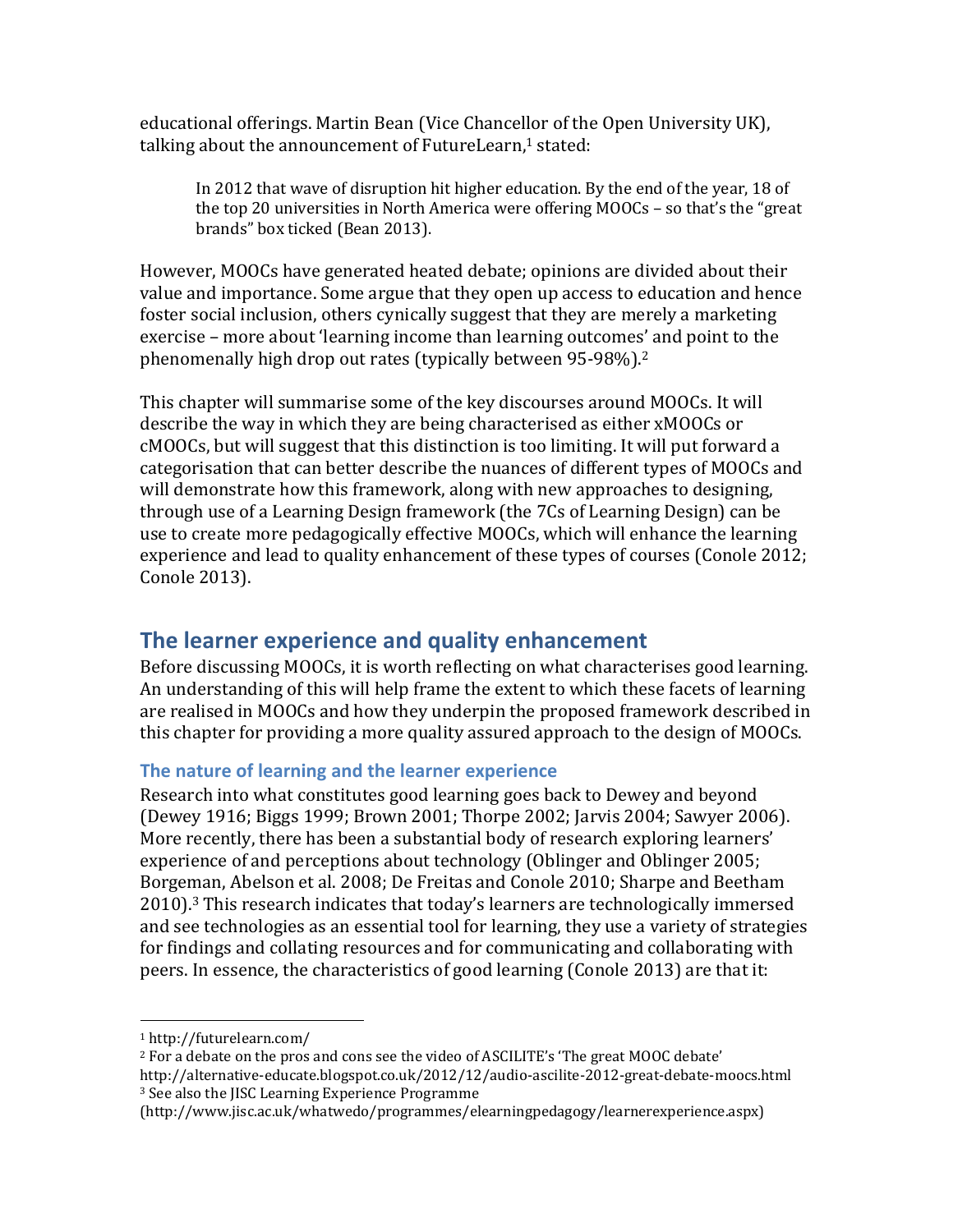educational offerings. Martin Bean (Vice Chancellor of the Open University UK), talking about the announcement of FutureLearn,[1] stated:

> In 2012 that wave of disruption hit higher education. By the end of the year, 18 of the top 20 universities in North America were offering MOOCs – so that's the "great brands" box ticked (Bean 2013).

However, MOOCs have generated heated debate; opinions are divided about their value and importance. Some argue that they open up access to education and hence foster social inclusion, others cynically suggest that they are merely a marketing exercise – more about 'learning income than learning outcomes' and point to the phenomenally high drop out rates (typically between 95-98%).[2]

This chapter will summarise some of the key discourses around MOOCs. It will describe the way in which they are being characterised as either xMOOCs or cMOOCs, but will suggest that this distinction is too limiting. It will put forward a categorisation that can better describe the nuances of different types of MOOCs and will demonstrate how this framework, along with new approaches to designing, through use of a Learning Design framework (the 7Cs of Learning Design) can be use to create more pedagogically effective MOOCs, which will enhance the learning experience and lead to quality enhancement of these types of courses (Conole 2012; Conole 2013).

## The learner experience and quality enhancement

Before discussing MOOCs, it is worth reflecting on what characterises good learning. An understanding of this will help frame the extent to which these facets of learning are realised in MOOCs and how they underpin the proposed framework described in this chapter for providing a more quality assured approach to the design of MOOCs.

### The nature of learning and the learner experience

Research into what constitutes good learning goes back to Dewey and beyond (Dewey 1916; Biggs 1999; Brown 2001; Thorpe 2002; Jarvis 2004; Sawyer 2006). More recently, there has been a substantial body of research exploring learners' experience of and perceptions about technology (Oblinger and Oblinger 2005; Borgeman, Abelson et al. 2008; De Freitas and Conole 2010; Sharpe and Beetham 2010).[3] This research indicates that today's learners are technologically immersed and see technologies as an essential tool for learning, they use a variety of strategies for findings and collating resources and for communicating and collaborating with peers. In essence, the characteristics of good learning (Conole 2013) are that it:

---

[1] http://futurelearn.com/

[2] For a debate on the pros and cons see the video of ASCILITE's 'The great MOOC debate' http://alternative-educate.blogspot.co.uk/2012/12/audio-ascilite-2012-great-debate-moocs.html

[3] See also the JISC Learning Experience Programme (http://www.jisc.ac.uk/whatwedo/programmes/elearningpedagogy/learnerexperience.aspx)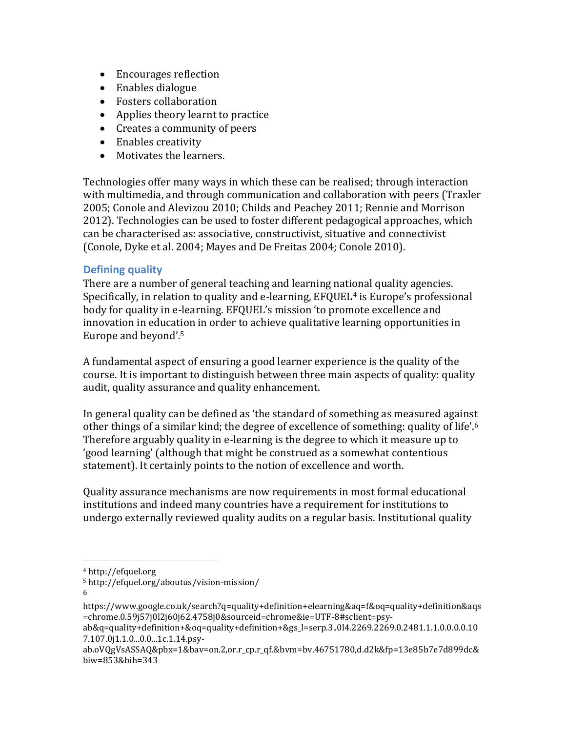- Encourages reflection
- Enables dialogue
- Fosters collaboration
- Applies theory learnt to practice
- Creates a community of peers
- Enables creativity
- Motivates the learners.

Technologies offer many ways in which these can be realised; through interaction with multimedia, and through communication and collaboration with peers (Traxler 2005; Conole and Alevizou 2010; Childs and Peachey 2011; Rennie and Morrison 2012). Technologies can be used to foster different pedagogical approaches, which can be characterised as: associative, constructivist, situative and connectivist (Conole, Dyke et al. 2004; Mayes and De Freitas 2004; Conole 2010).

## Defining quality

There are a number of general teaching and learning national quality agencies. Specifically, in relation to quality and e-learning, EFQUEL[4] is Europe's professional body for quality in e-learning. EFQUEL's mission 'to promote excellence and innovation in education in order to achieve qualitative learning opportunities in Europe and beyond'.[5]

A fundamental aspect of ensuring a good learner experience is the quality of the course. It is important to distinguish between three main aspects of quality: quality audit, quality assurance and quality enhancement.

In general quality can be defined as 'the standard of something as measured against other things of a similar kind; the degree of excellence of something: quality of life'.[6] Therefore arguably quality in e-learning is the degree to which it measure up to 'good learning' (although that might be construed as a somewhat contentious statement). It certainly points to the notion of excellence and worth.

Quality assurance mechanisms are now requirements in most formal educational institutions and indeed many countries have a requirement for institutions to undergo externally reviewed quality audits on a regular basis. Institutional quality

---

[4] http://efquel.org

[5] http://efquel.org/aboutus/vision-mission/

[6] https://www.google.co.uk/search?q=quality+definition+elearning&aq=f&oq=quality+definition&aqs=chrome.0.59j57j0l2j60j62.4758j0&sourceid=chrome&ie=UTF-8#sclient=psy-ab&q=quality+definition+&oq=quality+definition+&gs_l=serp.3..0l4.2269.2269.0.2481.1.1.0.0.0.0.107.107.0j1.1.0...0.0...1c.1.14.psy-ab.oVQgVsASSAQ&pbx=1&bav=on.2,or.r_cp.r_qf.&bvm=bv.46751780,d.d2k&fp=13e85b7e7d899dc&biw=853&bih=343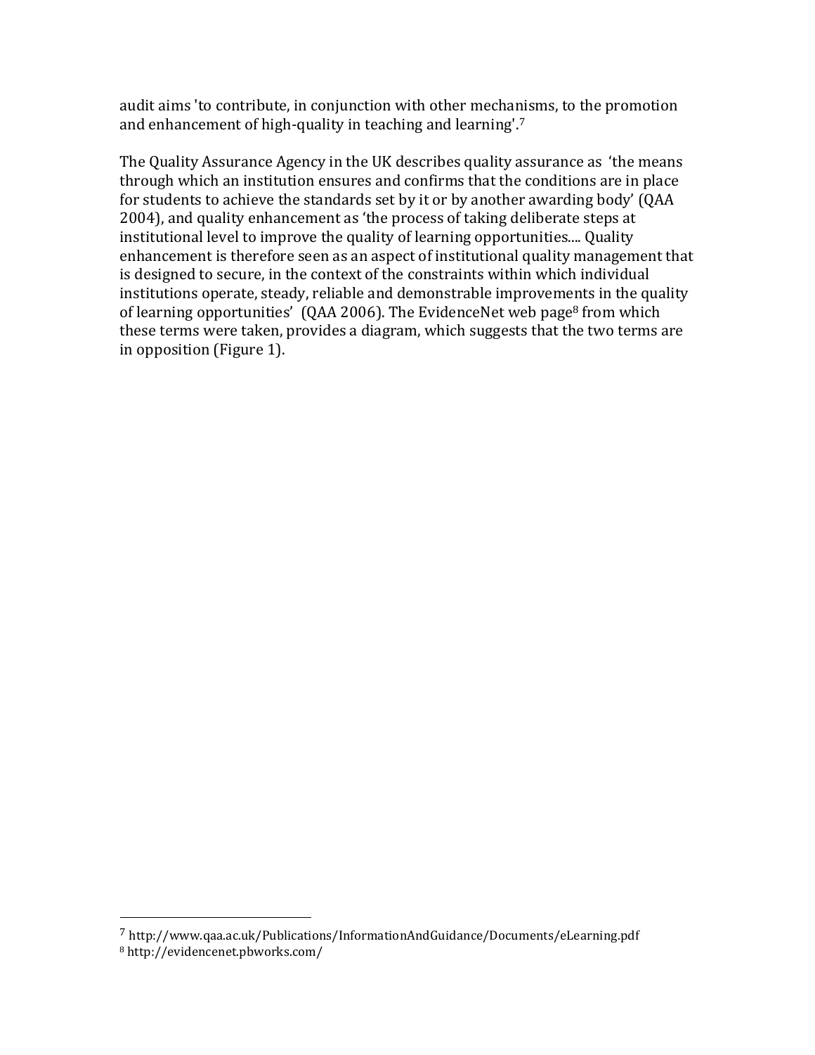audit aims 'to contribute, in conjunction with other mechanisms, to the promotion and enhancement of high-quality in teaching and learning'.[7]

The Quality Assurance Agency in the UK describes quality assurance as 'the means through which an institution ensures and confirms that the conditions are in place for students to achieve the standards set by it or by another awarding body' (QAA 2004), and quality enhancement as 'the process of taking deliberate steps at institutional level to improve the quality of learning opportunities.... Quality enhancement is therefore seen as an aspect of institutional quality management that is designed to secure, in the context of the constraints within which individual institutions operate, steady, reliable and demonstrable improvements in the quality of learning opportunities' (QAA 2006). The EvidenceNet web page[8] from which these terms were taken, provides a diagram, which suggests that the two terms are in opposition (Figure 1).

---

[7] http://www.qaa.ac.uk/Publications/InformationAndGuidance/Documents/eLearning.pdf

[8] http://evidencenet.pbworks.com/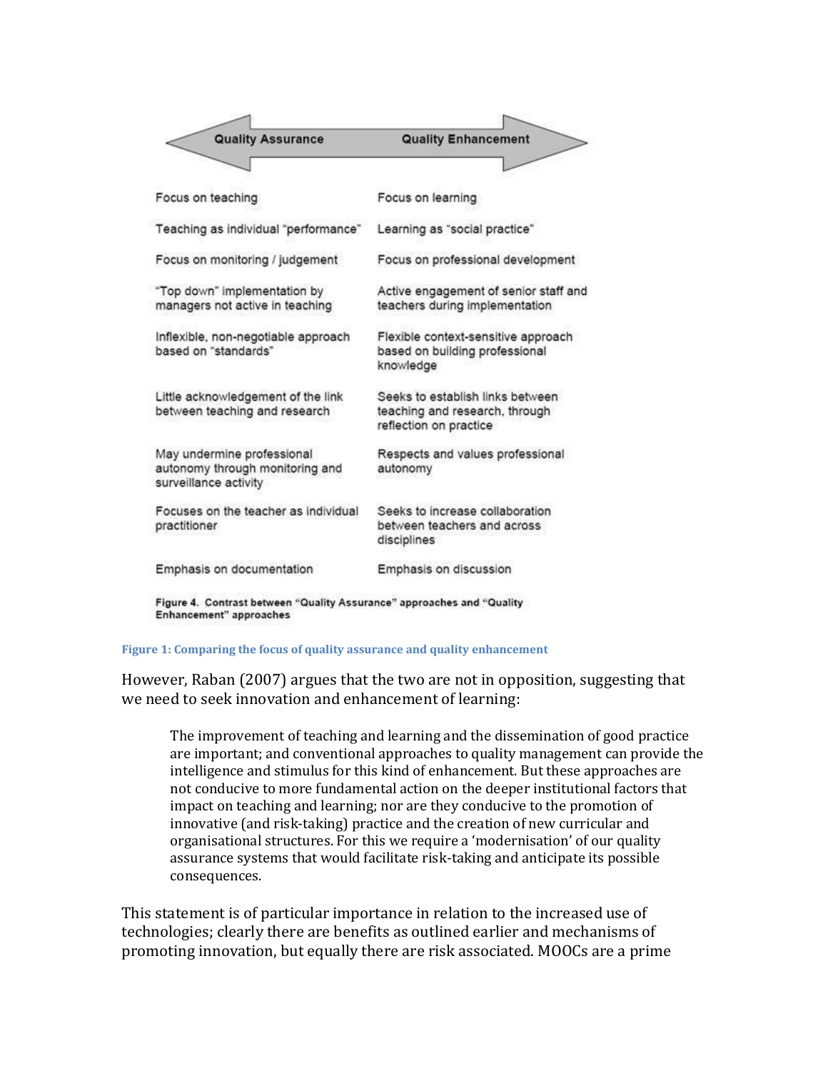| Quality Assurance | Quality Enhancement |
| --- | --- |
| Focus on teaching | Focus on learning |
| Teaching as individual "performance" | Learning as "social practice" |
| Focus on monitoring / judgement | Focus on professional development |
| "Top down" implementation by managers not active in teaching | Active engagement of senior staff and teachers during implementation |
| Inflexible, non-negotiable approach based on "standards" | Flexible context-sensitive approach based on building professional knowledge |
| Little acknowledgement of the link between teaching and research | Seeks to establish links between teaching and research, through reflection on practice |
| May undermine professional autonomy through monitoring and surveillance activity | Respects and values professional autonomy |
| Focuses on the teacher as individual practitioner | Seeks to increase collaboration between teachers and across disciplines |
| Emphasis on documentation | Emphasis on discussion |

**Figure 4. Contrast between "Quality Assurance" approaches and "Quality Enhancement" approaches**

**Figure 1: Comparing the focus of quality assurance and quality enhancement**

However, Raban (2007) argues that the two are not in opposition, suggesting that we need to seek innovation and enhancement of learning:

> The improvement of teaching and learning and the dissemination of good practice are important; and conventional approaches to quality management can provide the intelligence and stimulus for this kind of enhancement. But these approaches are not conducive to more fundamental action on the deeper institutional factors that impact on teaching and learning; nor are they conducive to the promotion of innovative (and risk-taking) practice and the creation of new curricular and organisational structures. For this we require a 'modernisation' of our quality assurance systems that would facilitate risk-taking and anticipate its possible consequences.

This statement is of particular importance in relation to the increased use of technologies; clearly there are benefits as outlined earlier and mechanisms of promoting innovation, but equally there are risk associated. MOOCs are a prime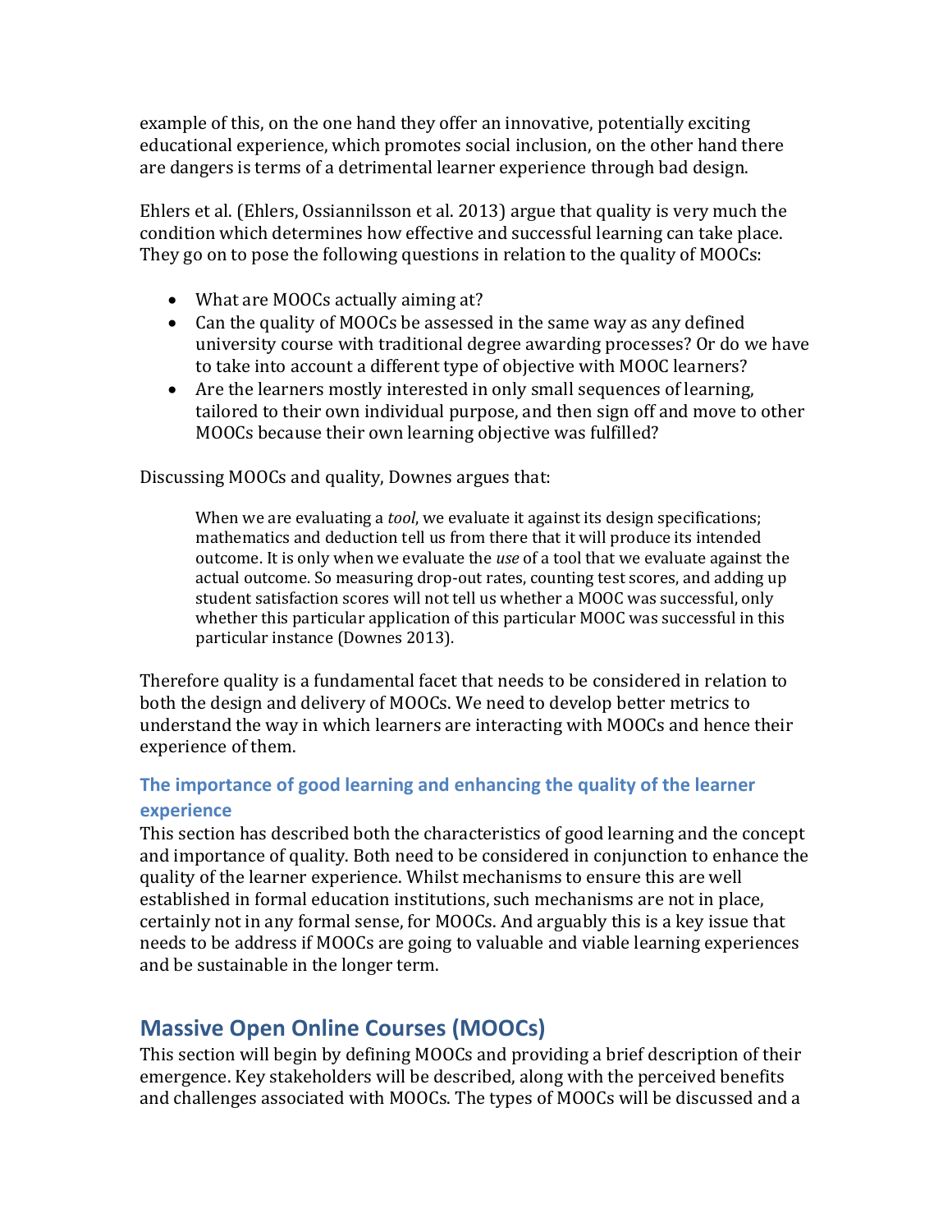example of this, on the one hand they offer an innovative, potentially exciting educational experience, which promotes social inclusion, on the other hand there are dangers is terms of a detrimental learner experience through bad design.

Ehlers et al. (Ehlers, Ossiannilsson et al. 2013) argue that quality is very much the condition which determines how effective and successful learning can take place. They go on to pose the following questions in relation to the quality of MOOCs:

- What are MOOCs actually aiming at?
- Can the quality of MOOCs be assessed in the same way as any defined university course with traditional degree awarding processes? Or do we have to take into account a different type of objective with MOOC learners?
- Are the learners mostly interested in only small sequences of learning, tailored to their own individual purpose, and then sign off and move to other MOOCs because their own learning objective was fulfilled?

Discussing MOOCs and quality, Downes argues that:

> When we are evaluating a *tool*, we evaluate it against its design specifications; mathematics and deduction tell us from there that it will produce its intended outcome. It is only when we evaluate the *use* of a tool that we evaluate against the actual outcome. So measuring drop-out rates, counting test scores, and adding up student satisfaction scores will not tell us whether a MOOC was successful, only whether this particular application of this particular MOOC was successful in this particular instance (Downes 2013).

Therefore quality is a fundamental facet that needs to be considered in relation to both the design and delivery of MOOCs. We need to develop better metrics to understand the way in which learners are interacting with MOOCs and hence their experience of them.

### The importance of good learning and enhancing the quality of the learner experience

This section has described both the characteristics of good learning and the concept and importance of quality. Both need to be considered in conjunction to enhance the quality of the learner experience. Whilst mechanisms to ensure this are well established in formal education institutions, such mechanisms are not in place, certainly not in any formal sense, for MOOCs. And arguably this is a key issue that needs to be address if MOOCs are going to valuable and viable learning experiences and be sustainable in the longer term.

## Massive Open Online Courses (MOOCs)

This section will begin by defining MOOCs and providing a brief description of their emergence. Key stakeholders will be described, along with the perceived benefits and challenges associated with MOOCs. The types of MOOCs will be discussed and a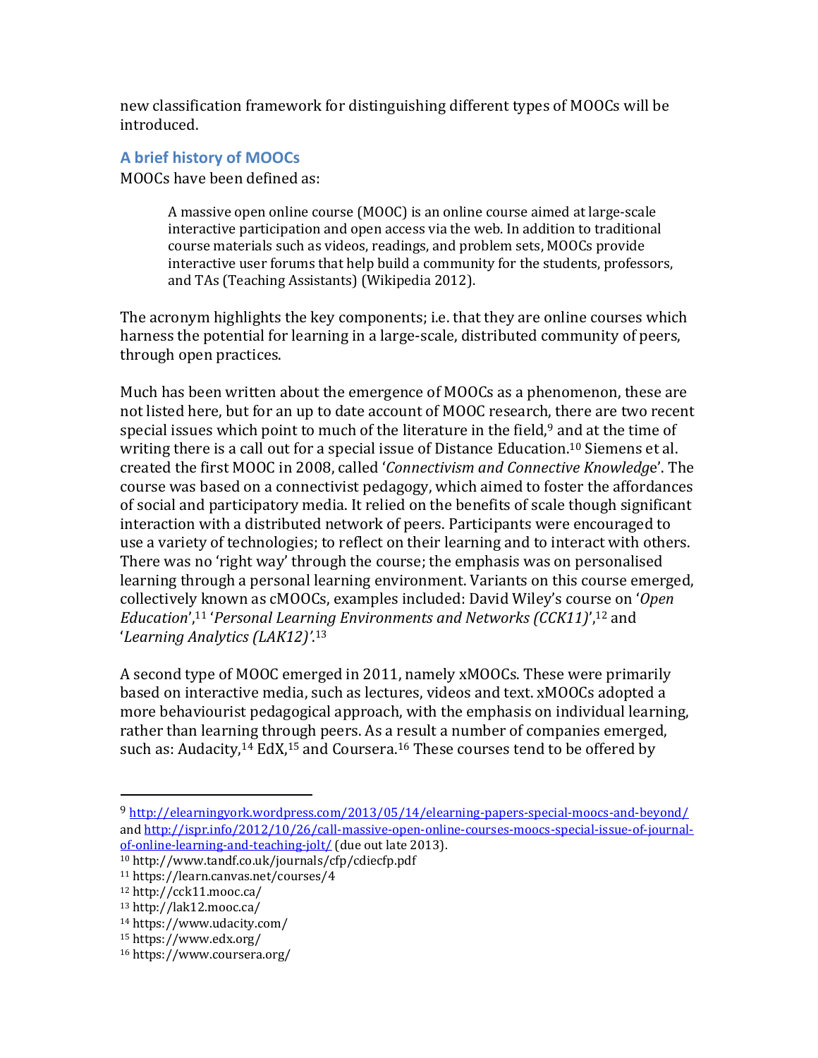new classification framework for distinguishing different types of MOOCs will be introduced.

## A brief history of MOOCs

MOOCs have been defined as:

> A massive open online course (MOOC) is an online course aimed at large-scale interactive participation and open access via the web. In addition to traditional course materials such as videos, readings, and problem sets, MOOCs provide interactive user forums that help build a community for the students, professors, and TAs (Teaching Assistants) (Wikipedia 2012).

The acronym highlights the key components; i.e. that they are online courses which harness the potential for learning in a large-scale, distributed community of peers, through open practices.

Much has been written about the emergence of MOOCs as a phenomenon, these are not listed here, but for an up to date account of MOOC research, there are two recent special issues which point to much of the literature in the field,[9] and at the time of writing there is a call out for a special issue of Distance Education.[10] Siemens et al. created the first MOOC in 2008, called '*Connectivism and Connective Knowledge*'. The course was based on a connectivist pedagogy, which aimed to foster the affordances of social and participatory media. It relied on the benefits of scale though significant interaction with a distributed network of peers. Participants were encouraged to use a variety of technologies; to reflect on their learning and to interact with others. There was no 'right way' through the course; the emphasis was on personalised learning through a personal learning environment. Variants on this course emerged, collectively known as cMOOCs, examples included: David Wiley's course on '*Open Education*',[11] '*Personal Learning Environments and Networks (CCK11)*',[12] and '*Learning Analytics (LAK12)'*.[13]

A second type of MOOC emerged in 2011, namely xMOOCs. These were primarily based on interactive media, such as lectures, videos and text. xMOOCs adopted a more behaviourist pedagogical approach, with the emphasis on individual learning, rather than learning through peers. As a result a number of companies emerged, such as: Audacity,[14] EdX,[15] and Coursera.[16] These courses tend to be offered by

---

[9] http://elearningyork.wordpress.com/2013/05/14/elearning-papers-special-moocs-and-beyond/ and http://ispr.info/2012/10/26/call-massive-open-online-courses-moocs-special-issue-of-journal-of-online-learning-and-teaching-jolt/ (due out late 2013).

[10] http://www.tandf.co.uk/journals/cfp/cdiecfp.pdf

[11] https://learn.canvas.net/courses/4

[12] http://cck11.mooc.ca/

[13] http://lak12.mooc.ca/

[14] https://www.udacity.com/

[15] https://www.edx.org/

[16] https://www.coursera.org/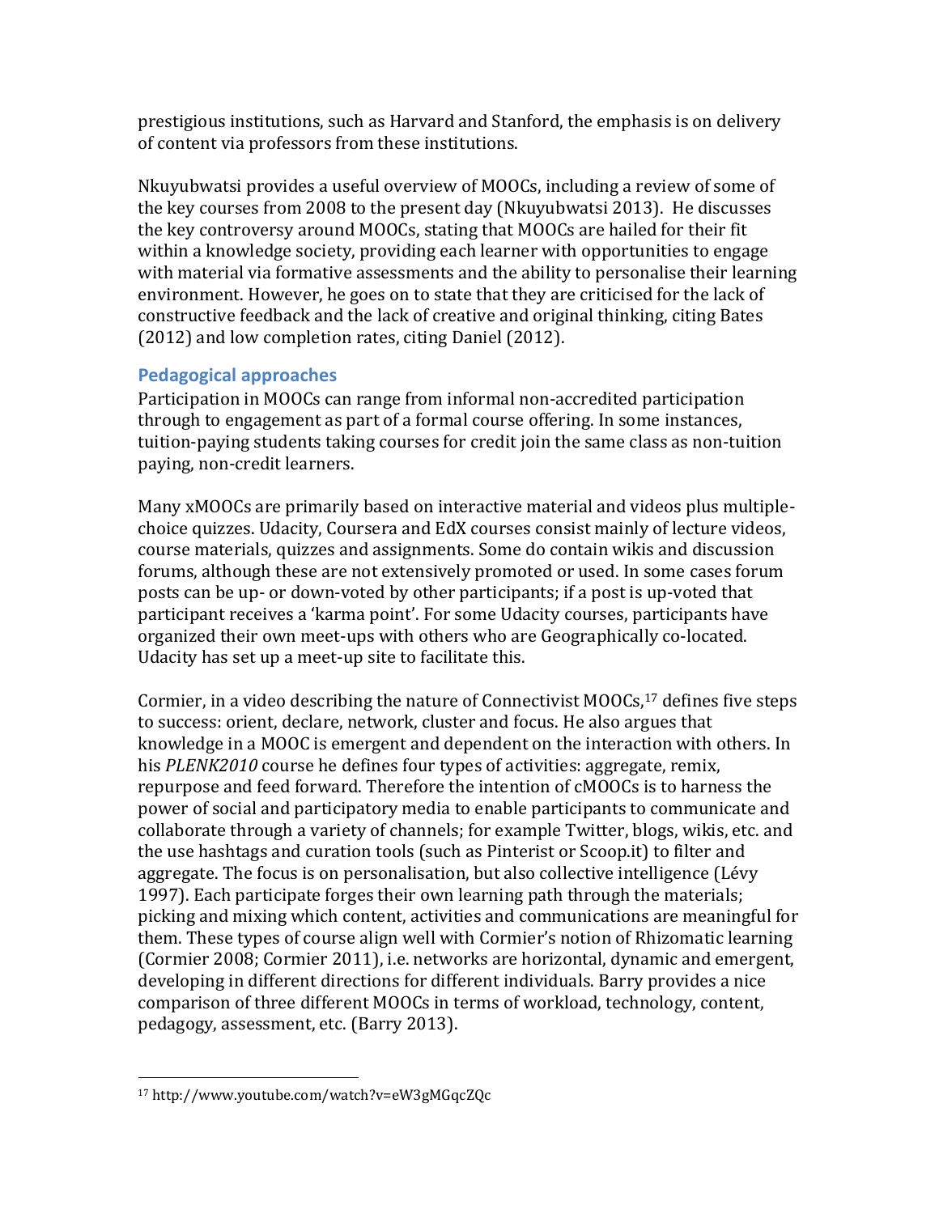prestigious institutions, such as Harvard and Stanford, the emphasis is on delivery of content via professors from these institutions.

Nkuyubwatsi provides a useful overview of MOOCs, including a review of some of the key courses from 2008 to the present day (Nkuyubwatsi 2013). He discusses the key controversy around MOOCs, stating that MOOCs are hailed for their fit within a knowledge society, providing each learner with opportunities to engage with material via formative assessments and the ability to personalise their learning environment. However, he goes on to state that they are criticised for the lack of constructive feedback and the lack of creative and original thinking, citing Bates (2012) and low completion rates, citing Daniel (2012).

## Pedagogical approaches

Participation in MOOCs can range from informal non-accredited participation through to engagement as part of a formal course offering. In some instances, tuition-paying students taking courses for credit join the same class as non-tuition paying, non-credit learners.

Many xMOOCs are primarily based on interactive material and videos plus multiple-choice quizzes. Udacity, Coursera and EdX courses consist mainly of lecture videos, course materials, quizzes and assignments. Some do contain wikis and discussion forums, although these are not extensively promoted or used. In some cases forum posts can be up- or down-voted by other participants; if a post is up-voted that participant receives a 'karma point'. For some Udacity courses, participants have organized their own meet-ups with others who are Geographically co-located. Udacity has set up a meet-up site to facilitate this.

Cormier, in a video describing the nature of Connectivist MOOCs,[17] defines five steps to success: orient, declare, network, cluster and focus. He also argues that knowledge in a MOOC is emergent and dependent on the interaction with others. In his *PLENK2010* course he defines four types of activities: aggregate, remix, repurpose and feed forward. Therefore the intention of cMOOCs is to harness the power of social and participatory media to enable participants to communicate and collaborate through a variety of channels; for example Twitter, blogs, wikis, etc. and the use hashtags and curation tools (such as Pinterist or Scoop.it) to filter and aggregate. The focus is on personalisation, but also collective intelligence (Lévy 1997). Each participate forges their own learning path through the materials; picking and mixing which content, activities and communications are meaningful for them. These types of course align well with Cormier's notion of Rhizomatic learning (Cormier 2008; Cormier 2011), i.e. networks are horizontal, dynamic and emergent, developing in different directions for different individuals. Barry provides a nice comparison of three different MOOCs in terms of workload, technology, content, pedagogy, assessment, etc. (Barry 2013).

[17] http://www.youtube.com/watch?v=eW3gMGqcZQc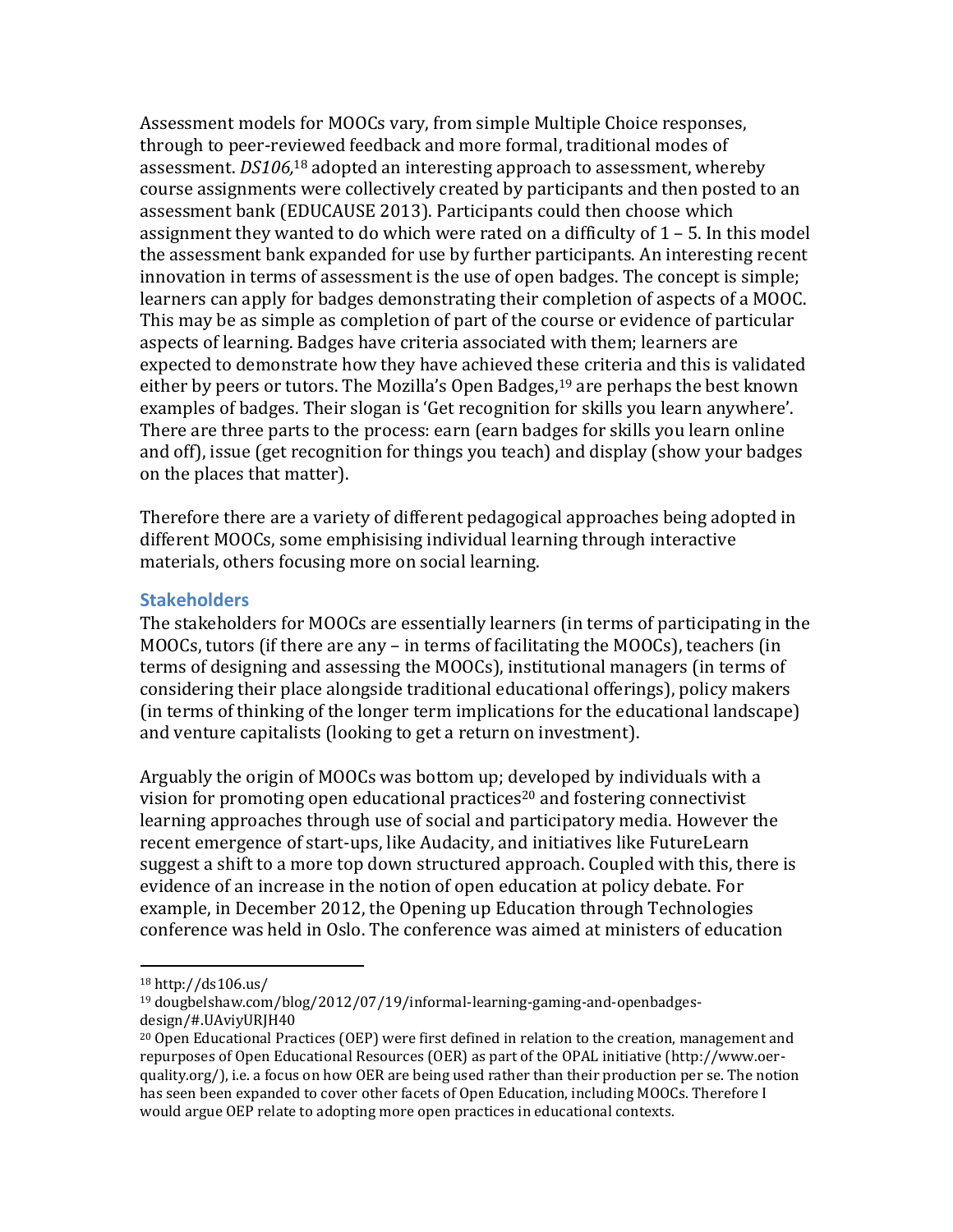Assessment models for MOOCs vary, from simple Multiple Choice responses, through to peer-reviewed feedback and more formal, traditional modes of assessment. *DS106,*[18] adopted an interesting approach to assessment, whereby course assignments were collectively created by participants and then posted to an assessment bank (EDUCAUSE 2013). Participants could then choose which assignment they wanted to do which were rated on a difficulty of 1 – 5. In this model the assessment bank expanded for use by further participants. An interesting recent innovation in terms of assessment is the use of open badges. The concept is simple; learners can apply for badges demonstrating their completion of aspects of a MOOC. This may be as simple as completion of part of the course or evidence of particular aspects of learning. Badges have criteria associated with them; learners are expected to demonstrate how they have achieved these criteria and this is validated either by peers or tutors. The Mozilla's Open Badges,[19] are perhaps the best known examples of badges. Their slogan is 'Get recognition for skills you learn anywhere'. There are three parts to the process: earn (earn badges for skills you learn online and off), issue (get recognition for things you teach) and display (show your badges on the places that matter).

Therefore there are a variety of different pedagogical approaches being adopted in different MOOCs, some emphisising individual learning through interactive materials, others focusing more on social learning.

### Stakeholders

The stakeholders for MOOCs are essentially learners (in terms of participating in the MOOCs, tutors (if there are any – in terms of facilitating the MOOCs), teachers (in terms of designing and assessing the MOOCs), institutional managers (in terms of considering their place alongside traditional educational offerings), policy makers (in terms of thinking of the longer term implications for the educational landscape) and venture capitalists (looking to get a return on investment).

Arguably the origin of MOOCs was bottom up; developed by individuals with a vision for promoting open educational practices[20] and fostering connectivist learning approaches through use of social and participatory media. However the recent emergence of start-ups, like Audacity, and initiatives like FutureLearn suggest a shift to a more top down structured approach. Coupled with this, there is evidence of an increase in the notion of open education at policy debate. For example, in December 2012, the Opening up Education through Technologies conference was held in Oslo. The conference was aimed at ministers of education

---

[18] http://ds106.us/

[19] dougbelshaw.com/blog/2012/07/19/informal-learning-gaming-and-openbadges-design/#.UAviyURJH40

[20] Open Educational Practices (OEP) were first defined in relation to the creation, management and repurposes of Open Educational Resources (OER) as part of the OPAL initiative (http://www.oer-quality.org/), i.e. a focus on how OER are being used rather than their production per se. The notion has seen been expanded to cover other facets of Open Education, including MOOCs. Therefore I would argue OEP relate to adopting more open practices in educational contexts.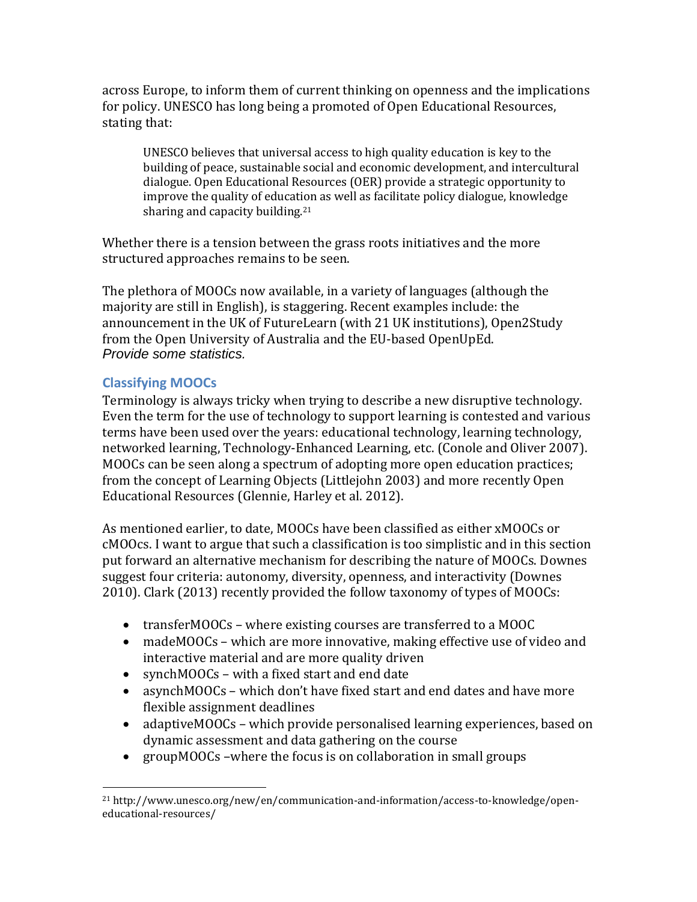across Europe, to inform them of current thinking on openness and the implications for policy. UNESCO has long being a promoted of Open Educational Resources, stating that:

> UNESCO believes that universal access to high quality education is key to the building of peace, sustainable social and economic development, and intercultural dialogue. Open Educational Resources (OER) provide a strategic opportunity to improve the quality of education as well as facilitate policy dialogue, knowledge sharing and capacity building.[21]

Whether there is a tension between the grass roots initiatives and the more structured approaches remains to be seen.

The plethora of MOOCs now available, in a variety of languages (although the majority are still in English), is staggering. Recent examples include: the announcement in the UK of FutureLearn (with 21 UK institutions), Open2Study from the Open University of Australia and the EU-based OpenUpEd.
*Provide some statistics.*

## Classifying MOOCs

Terminology is always tricky when trying to describe a new disruptive technology. Even the term for the use of technology to support learning is contested and various terms have been used over the years: educational technology, learning technology, networked learning, Technology-Enhanced Learning, etc. (Conole and Oliver 2007). MOOCs can be seen along a spectrum of adopting more open education practices; from the concept of Learning Objects (Littlejohn 2003) and more recently Open Educational Resources (Glennie, Harley et al. 2012).

As mentioned earlier, to date, MOOCs have been classified as either xMOOCs or cMOOcs. I want to argue that such a classification is too simplistic and in this section put forward an alternative mechanism for describing the nature of MOOCs. Downes suggest four criteria: autonomy, diversity, openness, and interactivity (Downes 2010). Clark (2013) recently provided the follow taxonomy of types of MOOCs:

- transferMOOCs – where existing courses are transferred to a MOOC
- madeMOOCs – which are more innovative, making effective use of video and interactive material and are more quality driven
- synchMOOCs – with a fixed start and end date
- asynchMOOCs – which don't have fixed start and end dates and have more flexible assignment deadlines
- adaptiveMOOCs – which provide personalised learning experiences, based on dynamic assessment and data gathering on the course
- groupMOOCs –where the focus is on collaboration in small groups

[21] http://www.unesco.org/new/en/communication-and-information/access-to-knowledge/open-educational-resources/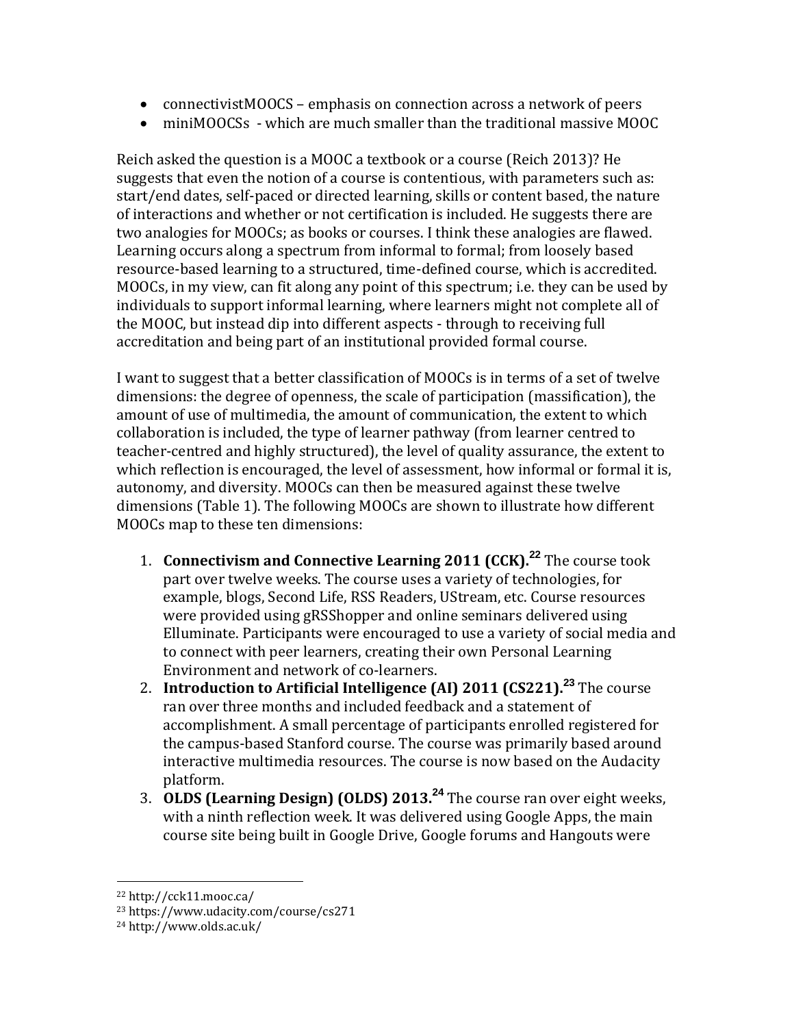- connectivistMOOCS – emphasis on connection across a network of peers
- miniMOOCSs - which are much smaller than the traditional massive MOOC

Reich asked the question is a MOOC a textbook or a course (Reich 2013)? He suggests that even the notion of a course is contentious, with parameters such as: start/end dates, self-paced or directed learning, skills or content based, the nature of interactions and whether or not certification is included. He suggests there are two analogies for MOOCs; as books or courses. I think these analogies are flawed. Learning occurs along a spectrum from informal to formal; from loosely based resource-based learning to a structured, time-defined course, which is accredited. MOOCs, in my view, can fit along any point of this spectrum; i.e. they can be used by individuals to support informal learning, where learners might not complete all of the MOOC, but instead dip into different aspects - through to receiving full accreditation and being part of an institutional provided formal course.

I want to suggest that a better classification of MOOCs is in terms of a set of twelve dimensions: the degree of openness, the scale of participation (massification), the amount of use of multimedia, the amount of communication, the extent to which collaboration is included, the type of learner pathway (from learner centred to teacher-centred and highly structured), the level of quality assurance, the extent to which reflection is encouraged, the level of assessment, how informal or formal it is, autonomy, and diversity. MOOCs can then be measured against these twelve dimensions (Table 1). The following MOOCs are shown to illustrate how different MOOCs map to these ten dimensions:

1. **Connectivism and Connective Learning 2011 (CCK).[22]** The course took part over twelve weeks. The course uses a variety of technologies, for example, blogs, Second Life, RSS Readers, UStream, etc. Course resources were provided using gRSShopper and online seminars delivered using Elluminate. Participants were encouraged to use a variety of social media and to connect with peer learners, creating their own Personal Learning Environment and network of co-learners.
2. **Introduction to Artificial Intelligence (AI) 2011 (CS221).[23]** The course ran over three months and included feedback and a statement of accomplishment. A small percentage of participants enrolled registered for the campus-based Stanford course. The course was primarily based around interactive multimedia resources. The course is now based on the Audacity platform.
3. **OLDS (Learning Design) (OLDS) 2013.[24]** The course ran over eight weeks, with a ninth reflection week. It was delivered using Google Apps, the main course site being built in Google Drive, Google forums and Hangouts were

[22] http://cck11.mooc.ca/
[23] https://www.udacity.com/course/cs271
[24] http://www.olds.ac.uk/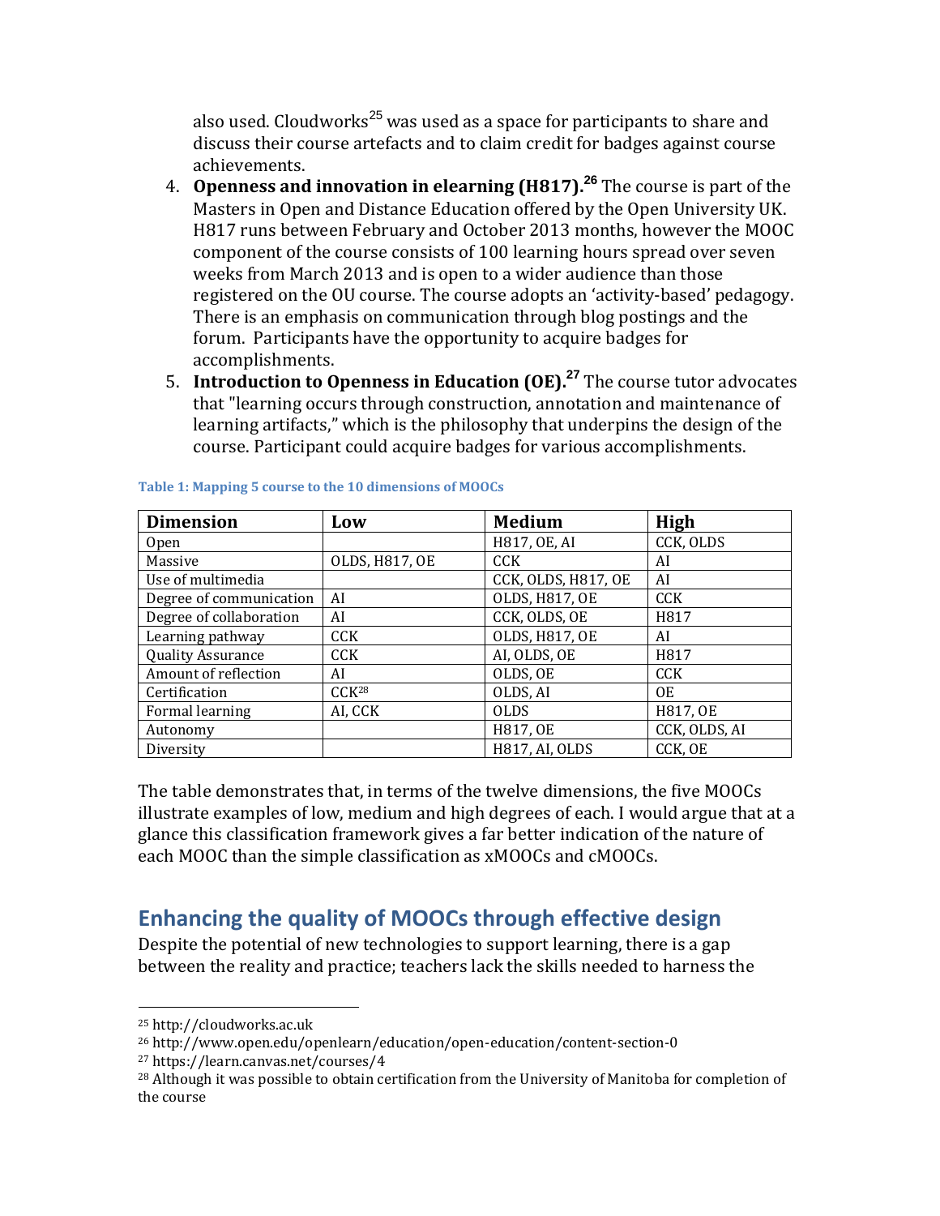also used. Cloudworks[25] was used as a space for participants to share and discuss their course artefacts and to claim credit for badges against course achievements.

4. **Openness and innovation in elearning (H817).[26]** The course is part of the Masters in Open and Distance Education offered by the Open University UK. H817 runs between February and October 2013 months, however the MOOC component of the course consists of 100 learning hours spread over seven weeks from March 2013 and is open to a wider audience than those registered on the OU course. The course adopts an 'activity-based' pedagogy. There is an emphasis on communication through blog postings and the forum. Participants have the opportunity to acquire badges for accomplishments.
5. **Introduction to Openness in Education (OE).[27]** The course tutor advocates that "learning occurs through construction, annotation and maintenance of learning artifacts," which is the philosophy that underpins the design of the course. Participant could acquire badges for various accomplishments.

**Table 1: Mapping 5 course to the 10 dimensions of MOOCs**

| Dimension | Low | Medium | High |
|---|---|---|---|
| Open | | H817, OE, AI | CCK, OLDS |
| Massive | OLDS, H817, OE | CCK | AI |
| Use of multimedia | | CCK, OLDS, H817, OE | AI |
| Degree of communication | AI | OLDS, H817, OE | CCK |
| Degree of collaboration | AI | CCK, OLDS, OE | H817 |
| Learning pathway | CCK | OLDS, H817, OE | AI |
| Quality Assurance | CCK | AI, OLDS, OE | H817 |
| Amount of reflection | AI | OLDS, OE | CCK |
| Certification | CCK[28] | OLDS, AI | OE |
| Formal learning | AI, CCK | OLDS | H817, OE |
| Autonomy | | H817, OE | CCK, OLDS, AI |
| Diversity | | H817, AI, OLDS | CCK, OE |

The table demonstrates that, in terms of the twelve dimensions, the five MOOCs illustrate examples of low, medium and high degrees of each. I would argue that at a glance this classification framework gives a far better indication of the nature of each MOOC than the simple classification as xMOOCs and cMOOCs.

## Enhancing the quality of MOOCs through effective design

Despite the potential of new technologies to support learning, there is a gap between the reality and practice; teachers lack the skills needed to harness the

---

[25] http://cloudworks.ac.uk

[26] http://www.open.edu/openlearn/education/open-education/content-section-0

[27] https://learn.canvas.net/courses/4

[28] Although it was possible to obtain certification from the University of Manitoba for completion of the course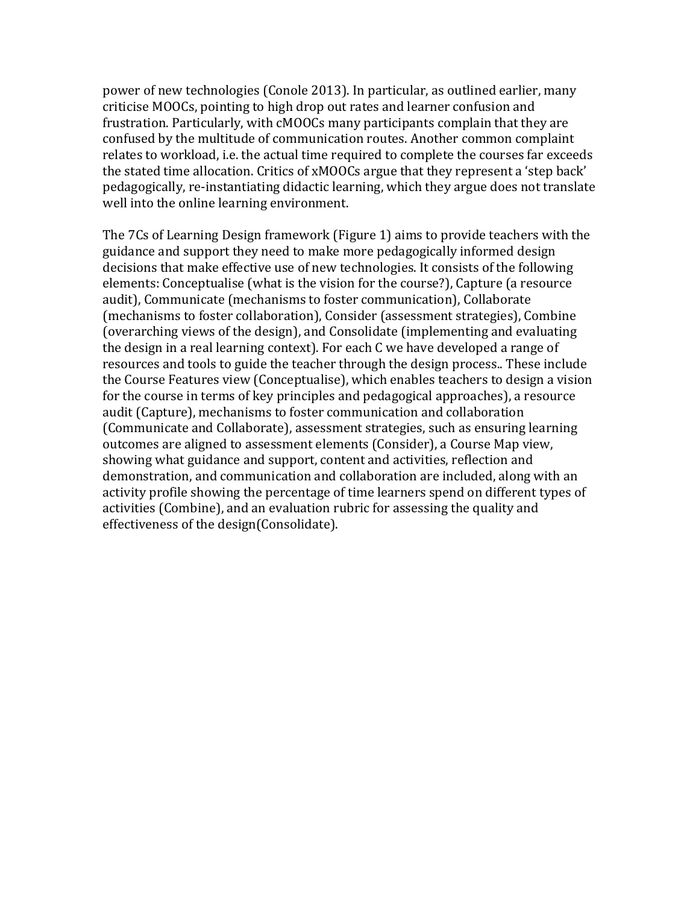power of new technologies (Conole 2013). In particular, as outlined earlier, many criticise MOOCs, pointing to high drop out rates and learner confusion and frustration. Particularly, with cMOOCs many participants complain that they are confused by the multitude of communication routes. Another common complaint relates to workload, i.e. the actual time required to complete the courses far exceeds the stated time allocation. Critics of xMOOCs argue that they represent a 'step back' pedagogically, re-instantiating didactic learning, which they argue does not translate well into the online learning environment.

The 7Cs of Learning Design framework (Figure 1) aims to provide teachers with the guidance and support they need to make more pedagogically informed design decisions that make effective use of new technologies. It consists of the following elements: Conceptualise (what is the vision for the course?), Capture (a resource audit), Communicate (mechanisms to foster communication), Collaborate (mechanisms to foster collaboration), Consider (assessment strategies), Combine (overarching views of the design), and Consolidate (implementing and evaluating the design in a real learning context). For each C we have developed a range of resources and tools to guide the teacher through the design process.. These include the Course Features view (Conceptualise), which enables teachers to design a vision for the course in terms of key principles and pedagogical approaches), a resource audit (Capture), mechanisms to foster communication and collaboration (Communicate and Collaborate), assessment strategies, such as ensuring learning outcomes are aligned to assessment elements (Consider), a Course Map view, showing what guidance and support, content and activities, reflection and demonstration, and communication and collaboration are included, along with an activity profile showing the percentage of time learners spend on different types of activities (Combine), and an evaluation rubric for assessing the quality and effectiveness of the design(Consolidate).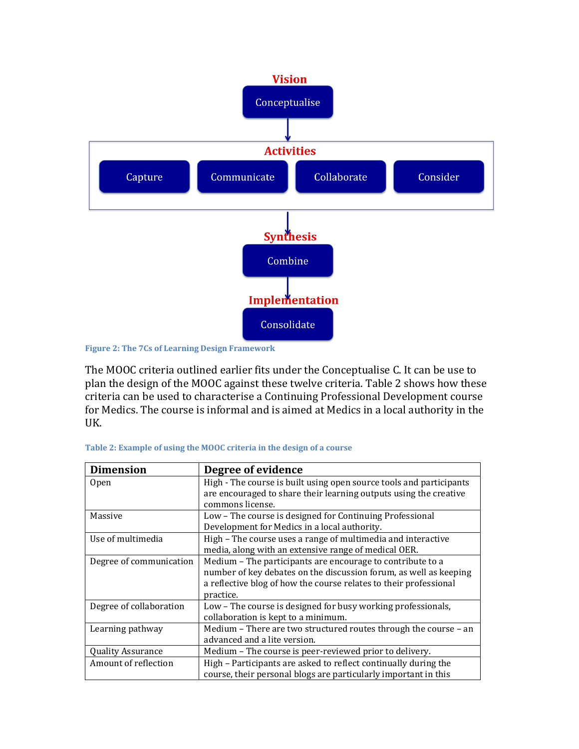Vision

Conceptualise

Activities

Capture | Communicate | Collaborate | Consider

Synthesis

Combine

Implementation

Consolidate

**Figure 2: The 7Cs of Learning Design Framework**

The MOOC criteria outlined earlier fits under the Conceptualise C. It can be use to plan the design of the MOOC against these twelve criteria. Table 2 shows how these criteria can be used to characterise a Continuing Professional Development course for Medics. The course is informal and is aimed at Medics in a local authority in the UK.

**Table 2: Example of using the MOOC criteria in the design of a course**

| Dimension | Degree of evidence |
|---|---|
| Open | High - The course is built using open source tools and participants are encouraged to share their learning outputs using the creative commons license. |
| Massive | Low – The course is designed for Continuing Professional Development for Medics in a local authority. |
| Use of multimedia | High – The course uses a range of multimedia and interactive media, along with an extensive range of medical OER. |
| Degree of communication | Medium – The participants are encourage to contribute to a number of key debates on the discussion forum, as well as keeping a reflective blog of how the course relates to their professional practice. |
| Degree of collaboration | Low – The course is designed for busy working professionals, collaboration is kept to a minimum. |
| Learning pathway | Medium – There are two structured routes through the course – an advanced and a lite version. |
| Quality Assurance | Medium – The course is peer-reviewed prior to delivery. |
| Amount of reflection | High – Participants are asked to reflect continually during the course, their personal blogs are particularly important in this |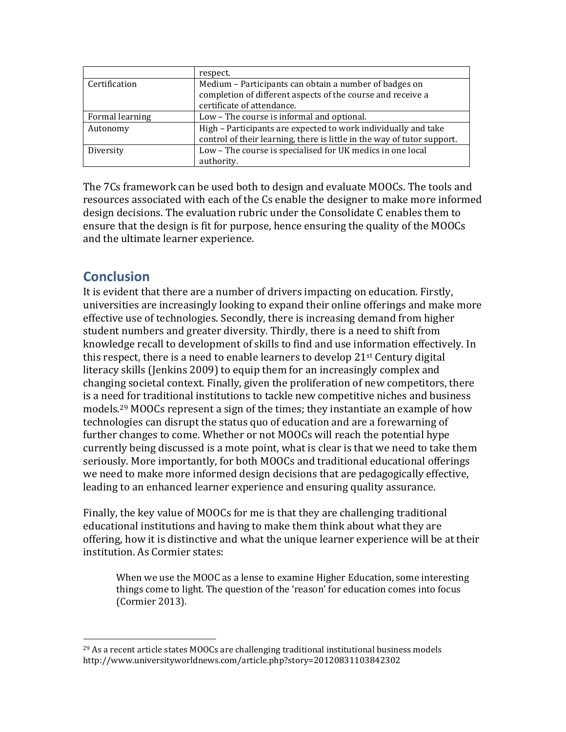| | respect. |
| --- | --- |
| Certification | Medium – Participants can obtain a number of badges on completion of different aspects of the course and receive a certificate of attendance. |
| Formal learning | Low – The course is informal and optional. |
| Autonomy | High – Participants are expected to work individually and take control of their learning, there is little in the way of tutor support. |
| Diversity | Low – The course is specialised for UK medics in one local authority. |

The 7Cs framework can be used both to design and evaluate MOOCs. The tools and resources associated with each of the Cs enable the designer to make more informed design decisions. The evaluation rubric under the Consolidate C enables them to ensure that the design is fit for purpose, hence ensuring the quality of the MOOCs and the ultimate learner experience.

## Conclusion

It is evident that there are a number of drivers impacting on education. Firstly, universities are increasingly looking to expand their online offerings and make more effective use of technologies. Secondly, there is increasing demand from higher student numbers and greater diversity. Thirdly, there is a need to shift from knowledge recall to development of skills to find and use information effectively. In this respect, there is a need to enable learners to develop 21st Century digital literacy skills (Jenkins 2009) to equip them for an increasingly complex and changing societal context. Finally, given the proliferation of new competitors, there is a need for traditional institutions to tackle new competitive niches and business models.[29] MOOCs represent a sign of the times; they instantiate an example of how technologies can disrupt the status quo of education and are a forewarning of further changes to come. Whether or not MOOCs will reach the potential hype currently being discussed is a mote point, what is clear is that we need to take them seriously. More importantly, for both MOOCs and traditional educational offerings we need to make more informed design decisions that are pedagogically effective, leading to an enhanced learner experience and ensuring quality assurance.

Finally, the key value of MOOCs for me is that they are challenging traditional educational institutions and having to make them think about what they are offering, how it is distinctive and what the unique learner experience will be at their institution. As Cormier states:

> When we use the MOOC as a lense to examine Higher Education, some interesting things come to light. The question of the 'reason' for education comes into focus (Cormier 2013).

---

[29] As a recent article states MOOCs are challenging traditional institutional business models http://www.universityworldnews.com/article.php?story=20120831103842302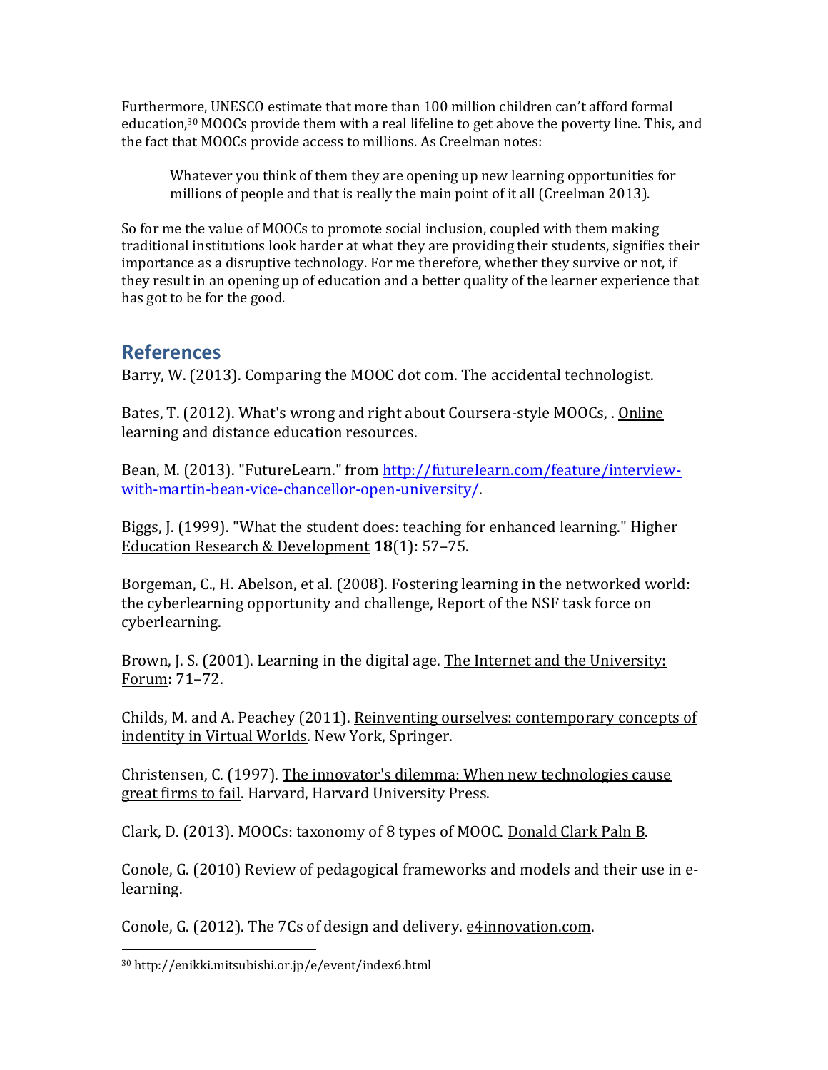Furthermore, UNESCO estimate that more than 100 million children can't afford formal education,[30] MOOCs provide them with a real lifeline to get above the poverty line. This, and the fact that MOOCs provide access to millions. As Creelman notes:

> Whatever you think of them they are opening up new learning opportunities for millions of people and that is really the main point of it all (Creelman 2013).

So for me the value of MOOCs to promote social inclusion, coupled with them making traditional institutions look harder at what they are providing their students, signifies their importance as a disruptive technology. For me therefore, whether they survive or not, if they result in an opening up of education and a better quality of the learner experience that has got to be for the good.

## References

Barry, W. (2013). Comparing the MOOC dot com. The accidental technologist.

Bates, T. (2012). What's wrong and right about Coursera-style MOOCs, . Online learning and distance education resources.

Bean, M. (2013). "FutureLearn." from http://futurelearn.com/feature/interview-with-martin-bean-vice-chancellor-open-university/.

Biggs, J. (1999). "What the student does: teaching for enhanced learning." Higher Education Research & Development **18**(1): 57–75.

Borgeman, C., H. Abelson, et al. (2008). Fostering learning in the networked world: the cyberlearning opportunity and challenge, Report of the NSF task force on cyberlearning.

Brown, J. S. (2001). Learning in the digital age. The Internet and the University: Forum**:** 71–72.

Childs, M. and A. Peachey (2011). Reinventing ourselves: contemporary concepts of indentity in Virtual Worlds. New York, Springer.

Christensen, C. (1997). The innovator's dilemma: When new technologies cause great firms to fail. Harvard, Harvard University Press.

Clark, D. (2013). MOOCs: taxonomy of 8 types of MOOC. Donald Clark Paln B.

Conole, G. (2010) Review of pedagogical frameworks and models and their use in e-learning.

Conole, G. (2012). The 7Cs of design and delivery. e4innovation.com.

[30] http://enikki.mitsubishi.or.jp/e/event/index6.html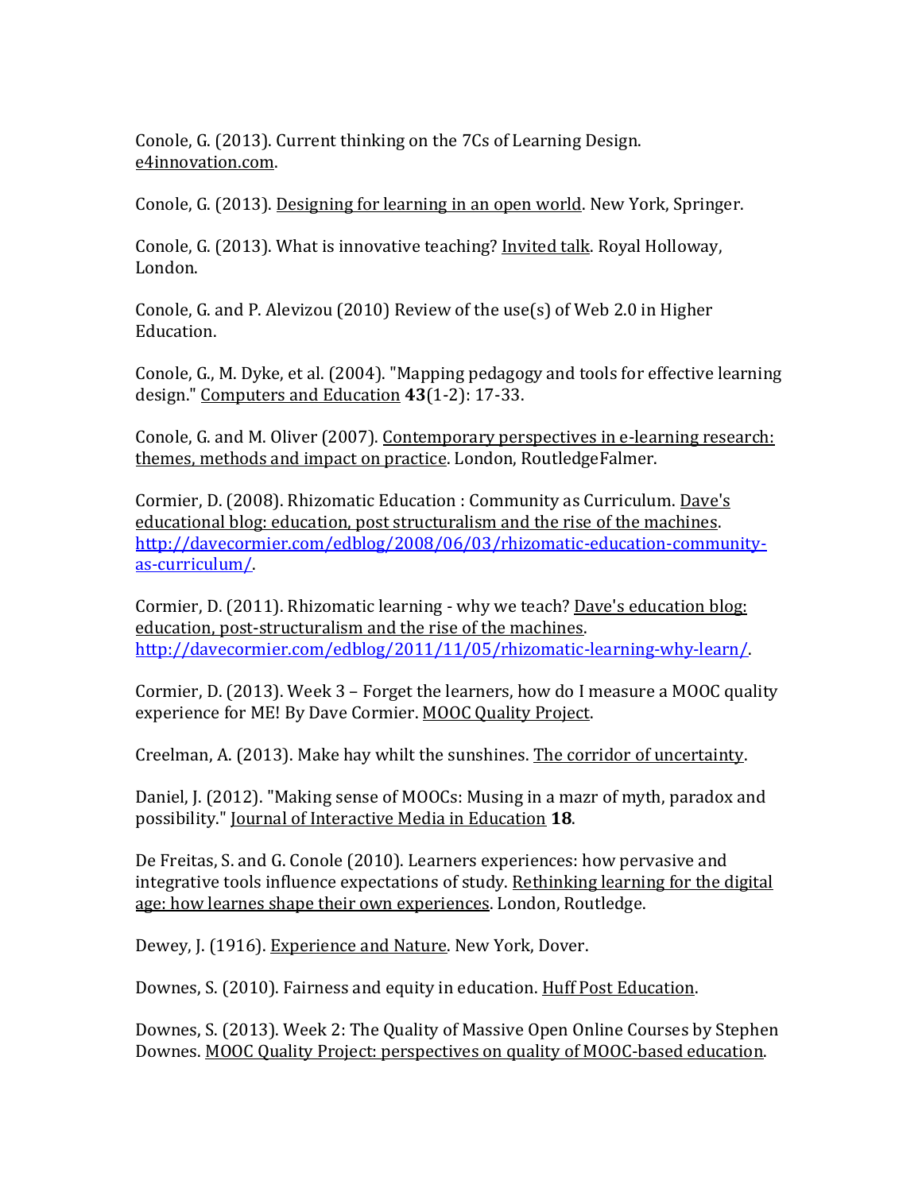Conole, G. (2013). Current thinking on the 7Cs of Learning Design. e4innovation.com.

Conole, G. (2013). Designing for learning in an open world. New York, Springer.

Conole, G. (2013). What is innovative teaching? Invited talk. Royal Holloway, London.

Conole, G. and P. Alevizou (2010) Review of the use(s) of Web 2.0 in Higher Education.

Conole, G., M. Dyke, et al. (2004). "Mapping pedagogy and tools for effective learning design." Computers and Education **43**(1-2): 17-33.

Conole, G. and M. Oliver (2007). Contemporary perspectives in e-learning research: themes, methods and impact on practice. London, RoutledgeFalmer.

Cormier, D. (2008). Rhizomatic Education : Community as Curriculum. Dave's educational blog: education, post structuralism and the rise of the machines. http://davecormier.com/edblog/2008/06/03/rhizomatic-education-community-as-curriculum/.

Cormier, D. (2011). Rhizomatic learning - why we teach? Dave's education blog: education, post-structuralism and the rise of the machines. http://davecormier.com/edblog/2011/11/05/rhizomatic-learning-why-learn/.

Cormier, D. (2013). Week 3 – Forget the learners, how do I measure a MOOC quality experience for ME! By Dave Cormier. MOOC Quality Project.

Creelman, A. (2013). Make hay whilt the sunshines. The corridor of uncertainty.

Daniel, J. (2012). "Making sense of MOOCs: Musing in a mazr of myth, paradox and possibility." Journal of Interactive Media in Education **18**.

De Freitas, S. and G. Conole (2010). Learners experiences: how pervasive and integrative tools influence expectations of study. Rethinking learning for the digital age: how learnes shape their own experiences. London, Routledge.

Dewey, J. (1916). Experience and Nature. New York, Dover.

Downes, S. (2010). Fairness and equity in education. Huff Post Education.

Downes, S. (2013). Week 2: The Quality of Massive Open Online Courses by Stephen Downes. MOOC Quality Project: perspectives on quality of MOOC-based education.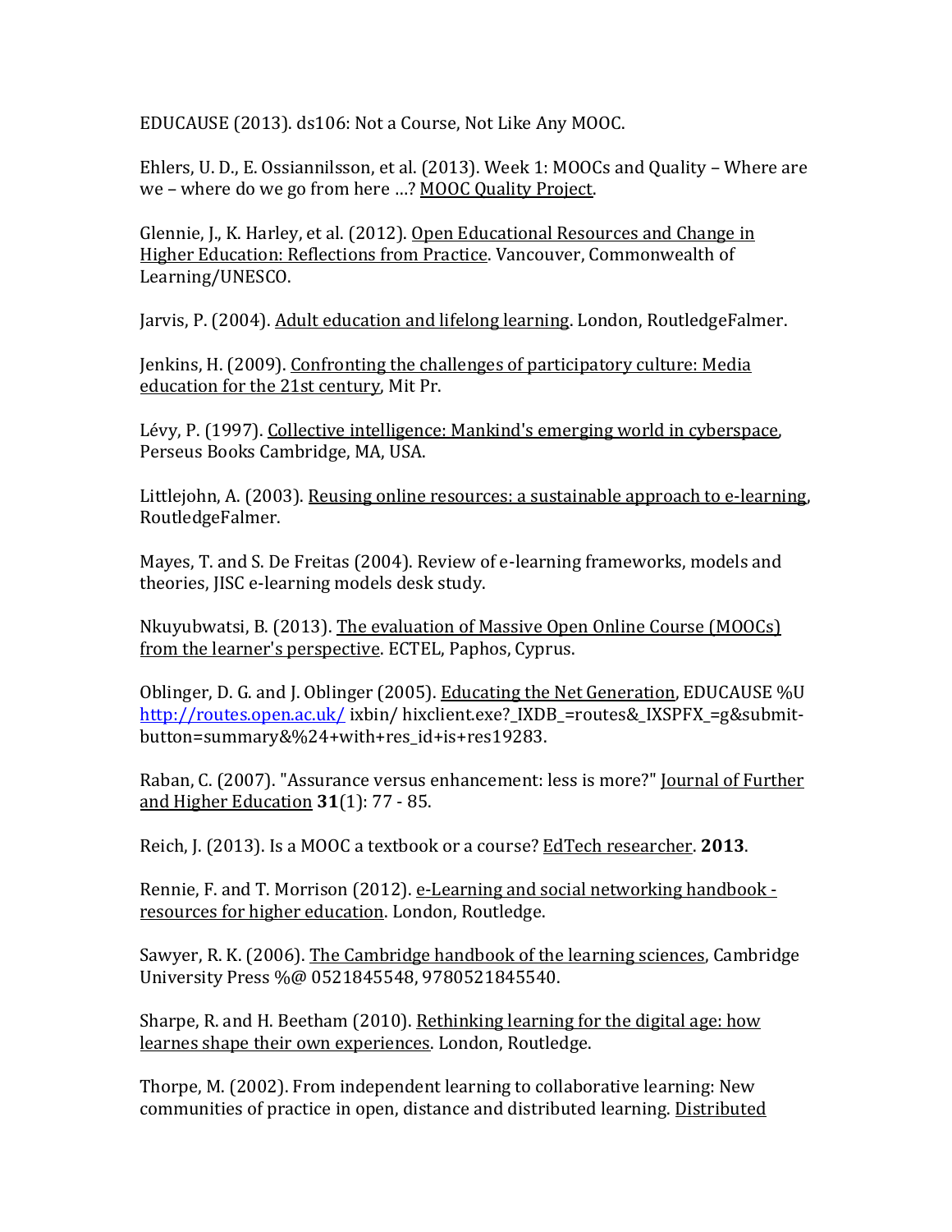EDUCAUSE (2013). ds106: Not a Course, Not Like Any MOOC.

Ehlers, U. D., E. Ossiannilsson, et al. (2013). Week 1: MOOCs and Quality – Where are we – where do we go from here …? MOOC Quality Project.

Glennie, J., K. Harley, et al. (2012). Open Educational Resources and Change in Higher Education: Reflections from Practice. Vancouver, Commonwealth of Learning/UNESCO.

Jarvis, P. (2004). Adult education and lifelong learning. London, RoutledgeFalmer.

Jenkins, H. (2009). Confronting the challenges of participatory culture: Media education for the 21st century, Mit Pr.

Lévy, P. (1997). Collective intelligence: Mankind's emerging world in cyberspace, Perseus Books Cambridge, MA, USA.

Littlejohn, A. (2003). Reusing online resources: a sustainable approach to e-learning, RoutledgeFalmer.

Mayes, T. and S. De Freitas (2004). Review of e-learning frameworks, models and theories, JISC e-learning models desk study.

Nkuyubwatsi, B. (2013). The evaluation of Massive Open Online Course (MOOCs) from the learner's perspective. ECTEL, Paphos, Cyprus.

Oblinger, D. G. and J. Oblinger (2005). Educating the Net Generation, EDUCAUSE %U http://routes.open.ac.uk/ ixbin/ hixclient.exe?_IXDB_=routes&_IXSPFX_=g&submit-button=summary&%24+with+res_id+is+res19283.

Raban, C. (2007). "Assurance versus enhancement: less is more?" Journal of Further and Higher Education **31**(1): 77 - 85.

Reich, J. (2013). Is a MOOC a textbook or a course? EdTech researcher. **2013**.

Rennie, F. and T. Morrison (2012). e-Learning and social networking handbook - resources for higher education. London, Routledge.

Sawyer, R. K. (2006). The Cambridge handbook of the learning sciences, Cambridge University Press %@ 0521845548, 9780521845540.

Sharpe, R. and H. Beetham (2010). Rethinking learning for the digital age: how learnes shape their own experiences. London, Routledge.

Thorpe, M. (2002). From independent learning to collaborative learning: New communities of practice in open, distance and distributed learning. Distributed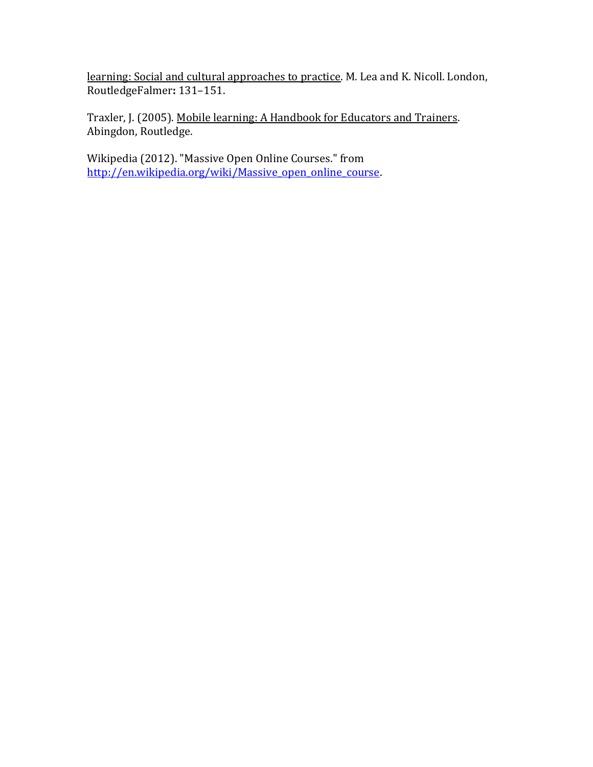learning: Social and cultural approaches to practice. M. Lea and K. Nicoll. London, RoutledgeFalmer**:** 131–151.

Traxler, J. (2005). Mobile learning: A Handbook for Educators and Trainers. Abingdon, Routledge.

Wikipedia (2012). "Massive Open Online Courses." from http://en.wikipedia.org/wiki/Massive_open_online_course.